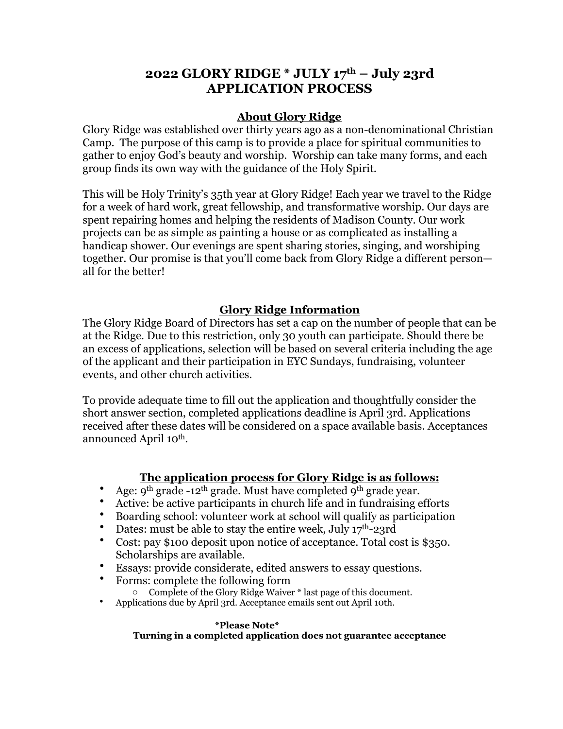# 2022 GLORY RIDGE * JULY 17th – July 23rd
# APPLICATION PROCESS

## About Glory Ridge

Glory Ridge was established over thirty years ago as a non-denominational Christian Camp. The purpose of this camp is to provide a place for spiritual communities to gather to enjoy God's beauty and worship. Worship can take many forms, and each group finds its own way with the guidance of the Holy Spirit.

This will be Holy Trinity's 35th year at Glory Ridge! Each year we travel to the Ridge for a week of hard work, great fellowship, and transformative worship. Our days are spent repairing homes and helping the residents of Madison County. Our work projects can be as simple as painting a house or as complicated as installing a handicap shower. Our evenings are spent sharing stories, singing, and worshiping together. Our promise is that you'll come back from Glory Ridge a different person—all for the better!

## Glory Ridge Information

The Glory Ridge Board of Directors has set a cap on the number of people that can be at the Ridge. Due to this restriction, only 30 youth can participate. Should there be an excess of applications, selection will be based on several criteria including the age of the applicant and their participation in EYC Sundays, fundraising, volunteer events, and other church activities.

To provide adequate time to fill out the application and thoughtfully consider the short answer section, completed applications deadline is April 3rd. Applications received after these dates will be considered on a space available basis. Acceptances announced April 10th.

## The application process for Glory Ridge is as follows:

- Age: 9th grade -12th grade. Must have completed 9th grade year.
- Active: be active participants in church life and in fundraising efforts
- Boarding school: volunteer work at school will qualify as participation
- Dates: must be able to stay the entire week, July 17th-23rd
- Cost: pay $100 deposit upon notice of acceptance. Total cost is $350. Scholarships are available.
- Essays: provide considerate, edited answers to essay questions.
- Forms: complete the following form
  - Complete of the Glory Ridge Waiver * last page of this document.
- Applications due by April 3rd. Acceptance emails sent out April 10th.

**\*Please Note\***
**Turning in a completed application does not guarantee acceptance**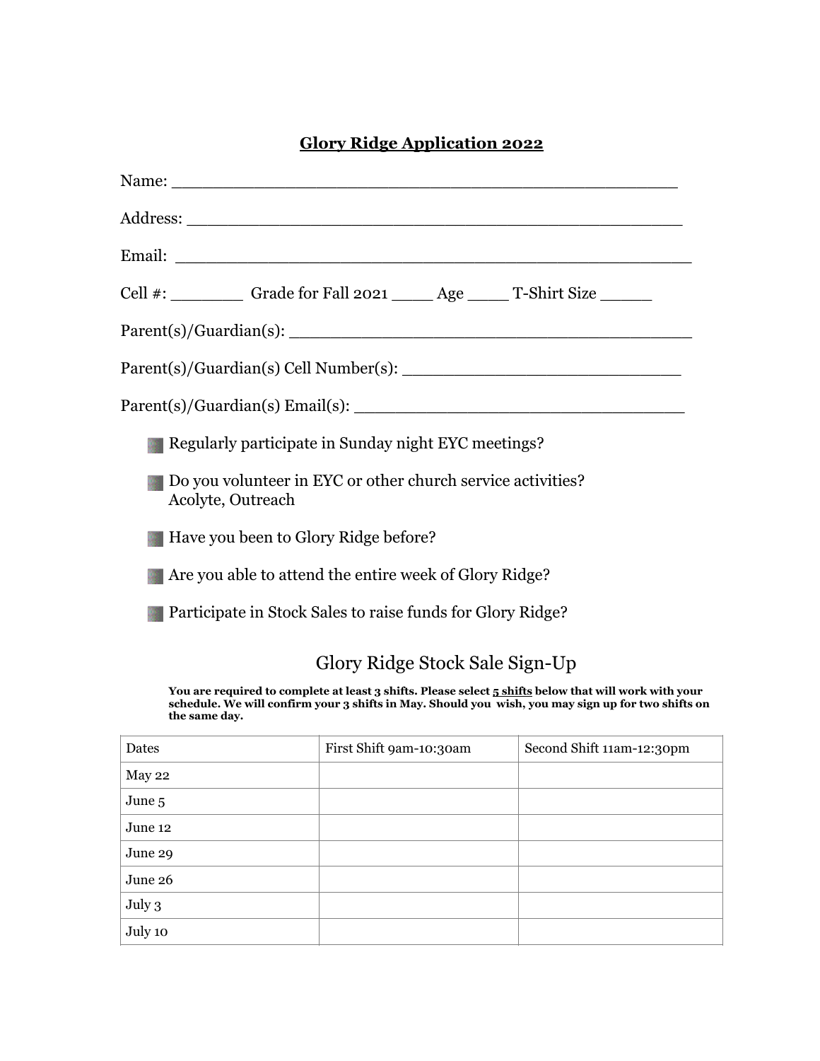## Glory Ridge Application 2022

Name: ___________________________________________________

Address: _________________________________________________

Email: ___________________________________________________

Cell #: _______ Grade for Fall 2021 ____ Age ____ T-Shirt Size _____

Parent(s)/Guardian(s): _____________________________________

Parent(s)/Guardian(s) Cell Number(s): ___________________________

Parent(s)/Guardian(s) Email(s): _________________________________

- Regularly participate in Sunday night EYC meetings?
- Do you volunteer in EYC or other church service activities?
  Acolyte, Outreach
- Have you been to Glory Ridge before?
- Are you able to attend the entire week of Glory Ridge?
- Participate in Stock Sales to raise funds for Glory Ridge?

## Glory Ridge Stock Sale Sign-Up

**You are required to complete at least 3 shifts. Please select 5 shifts below that will work with your schedule. We will confirm your 3 shifts in May. Should you wish, you may sign up for two shifts on the same day.**

| Dates | First Shift 9am-10:30am | Second Shift 11am-12:30pm |
|---|---|---|
| May 22 | | |
| June 5 | | |
| June 12 | | |
| June 29 | | |
| June 26 | | |
| July 3 | | |
| July 10 | | |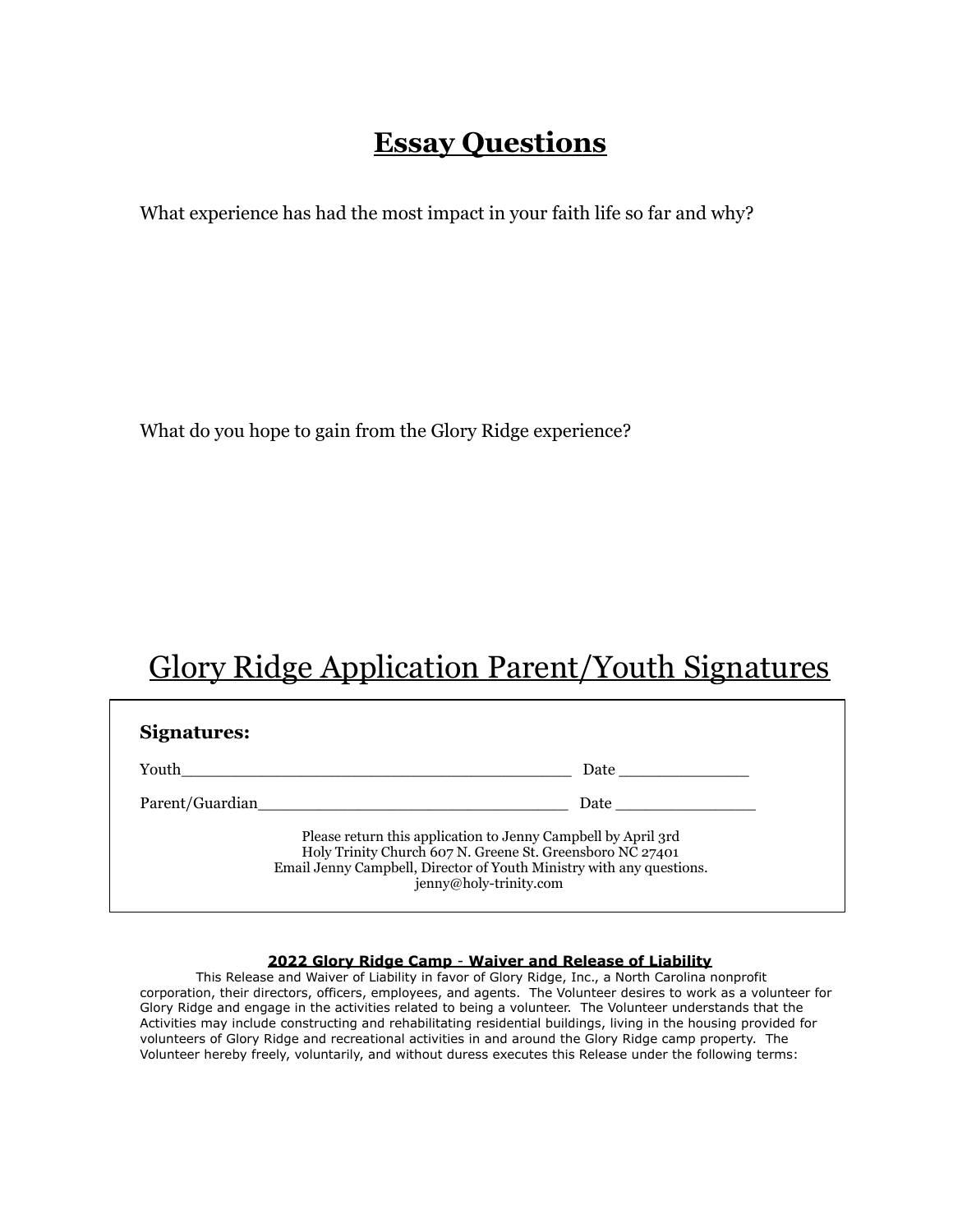# Essay Questions

What experience has had the most impact in your faith life so far and why?

What do you hope to gain from the Glory Ridge experience?

# Glory Ridge Application Parent/Youth Signatures

**Signatures:**

Youth_________________________________________ Date ______________

Parent/Guardian________________________________ Date _______________

Please return this application to Jenny Campbell by April 3rd
Holy Trinity Church 607 N. Greene St. Greensboro NC 27401
Email Jenny Campbell, Director of Youth Ministry with any questions.
jenny@holy-trinity.com

**2022 Glory Ridge Camp - Waiver and Release of Liability**

This Release and Waiver of Liability in favor of Glory Ridge, Inc., a North Carolina nonprofit corporation, their directors, officers, employees, and agents. The Volunteer desires to work as a volunteer for Glory Ridge and engage in the activities related to being a volunteer. The Volunteer understands that the Activities may include constructing and rehabilitating residential buildings, living in the housing provided for volunteers of Glory Ridge and recreational activities in and around the Glory Ridge camp property. The Volunteer hereby freely, voluntarily, and without duress executes this Release under the following terms: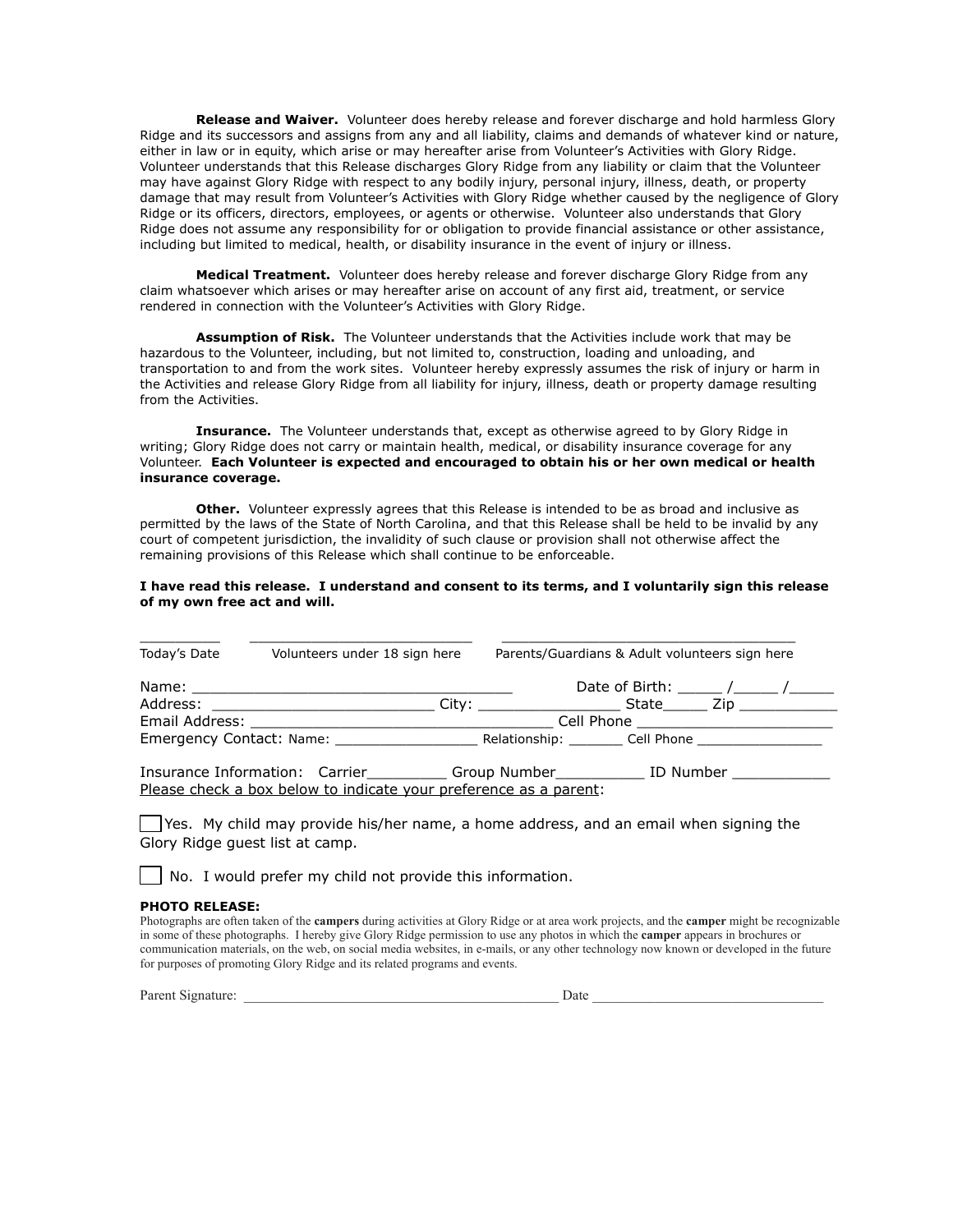**Release and Waiver.** Volunteer does hereby release and forever discharge and hold harmless Glory Ridge and its successors and assigns from any and all liability, claims and demands of whatever kind or nature, either in law or in equity, which arise or may hereafter arise from Volunteer's Activities with Glory Ridge. Volunteer understands that this Release discharges Glory Ridge from any liability or claim that the Volunteer may have against Glory Ridge with respect to any bodily injury, personal injury, illness, death, or property damage that may result from Volunteer's Activities with Glory Ridge whether caused by the negligence of Glory Ridge or its officers, directors, employees, or agents or otherwise. Volunteer also understands that Glory Ridge does not assume any responsibility for or obligation to provide financial assistance or other assistance, including but limited to medical, health, or disability insurance in the event of injury or illness.

**Medical Treatment.** Volunteer does hereby release and forever discharge Glory Ridge from any claim whatsoever which arises or may hereafter arise on account of any first aid, treatment, or service rendered in connection with the Volunteer's Activities with Glory Ridge.

**Assumption of Risk.** The Volunteer understands that the Activities include work that may be hazardous to the Volunteer, including, but not limited to, construction, loading and unloading, and transportation to and from the work sites. Volunteer hereby expressly assumes the risk of injury or harm in the Activities and release Glory Ridge from all liability for injury, illness, death or property damage resulting from the Activities.

**Insurance.** The Volunteer understands that, except as otherwise agreed to by Glory Ridge in writing; Glory Ridge does not carry or maintain health, medical, or disability insurance coverage for any Volunteer. **Each Volunteer is expected and encouraged to obtain his or her own medical or health insurance coverage.**

**Other.** Volunteer expressly agrees that this Release is intended to be as broad and inclusive as permitted by the laws of the State of North Carolina, and that this Release shall be held to be invalid by any court of competent jurisdiction, the invalidity of such clause or provision shall not otherwise affect the remaining provisions of this Release which shall continue to be enforceable.

**I have read this release. I understand and consent to its terms, and I voluntarily sign this release of my own free act and will.**

_________ Today's Date &nbsp;&nbsp; __________________________ Volunteers under 18 sign here &nbsp;&nbsp; __________________________________ Parents/Guardians & Adult volunteers sign here

Name: ____________________________________ Date of Birth: _____ /_____ /_____

Address: _________________________ City: _______________ State_____ Zip ___________

Email Address: ___________________________________ Cell Phone ______________________

Emergency Contact: Name: ________________ Relationship: _______ Cell Phone _______________

Insurance Information: Carrier_________ Group Number__________ ID Number ___________

Please check a box below to indicate your preference as a parent:

☐ Yes. My child may provide his/her name, a home address, and an email when signing the Glory Ridge guest list at camp.

☐ No. I would prefer my child not provide this information.

**PHOTO RELEASE:**

Photographs are often taken of the **campers** during activities at Glory Ridge or at area work projects, and the **camper** might be recognizable in some of these photographs. I hereby give Glory Ridge permission to use any photos in which the **camper** appears in brochures or communication materials, on the web, on social media websites, in e-mails, or any other technology now known or developed in the future for purposes of promoting Glory Ridge and its related programs and events.

Parent Signature: ___________________________________________ Date _______________________________